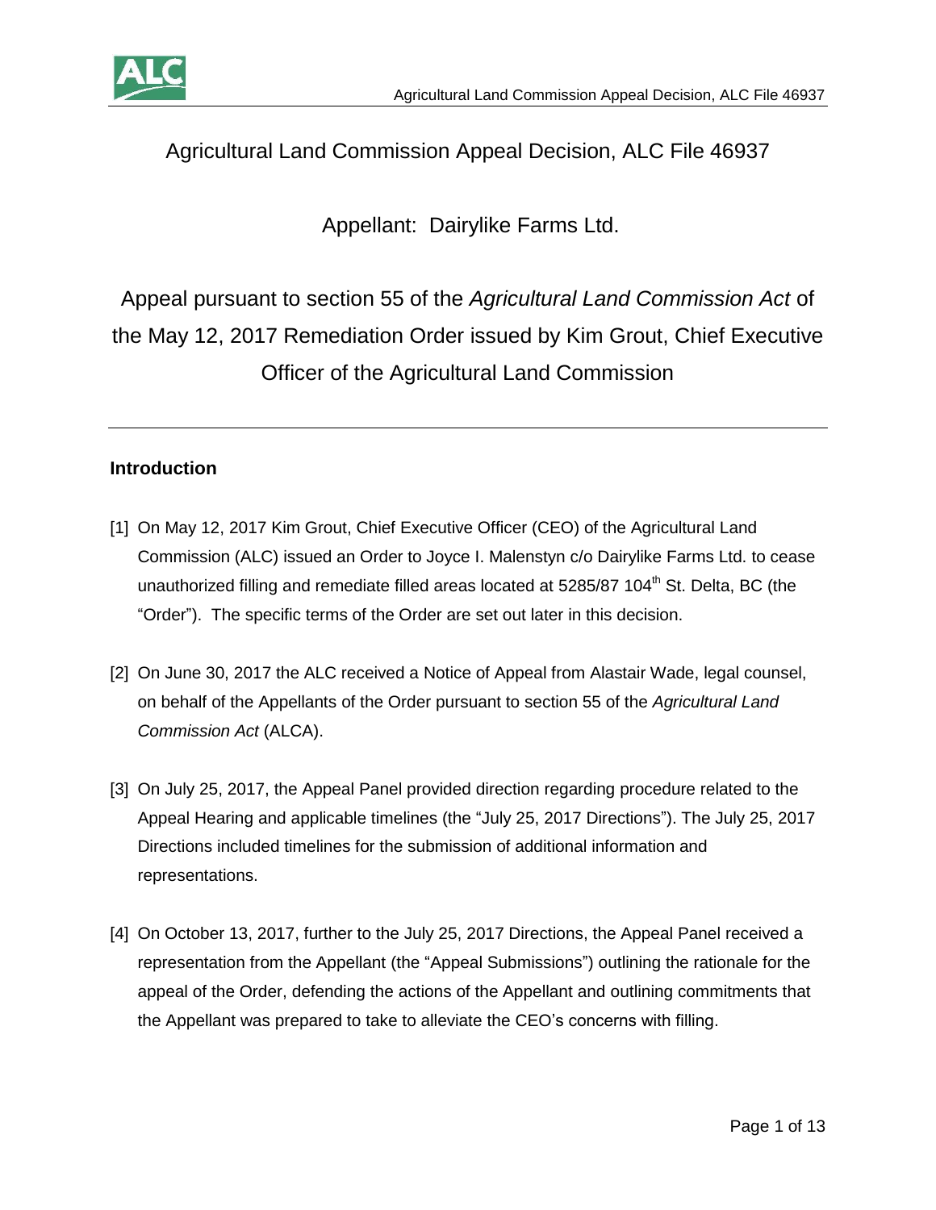# Agricultural Land Commission Appeal Decision, ALC File 46937

Appellant: Dairylike Farms Ltd.

Appeal pursuant to section 55 of the *Agricultural Land Commission Act* of the May 12, 2017 Remediation Order issued by Kim Grout, Chief Executive Officer of the Agricultural Land Commission

---

## Introduction

[1] On May 12, 2017 Kim Grout, Chief Executive Officer (CEO) of the Agricultural Land Commission (ALC) issued an Order to Joyce I. Malenstyn c/o Dairylike Farms Ltd. to cease unauthorized filling and remediate filled areas located at 5285/87 104th St. Delta, BC (the "Order"). The specific terms of the Order are set out later in this decision.

[2] On June 30, 2017 the ALC received a Notice of Appeal from Alastair Wade, legal counsel, on behalf of the Appellants of the Order pursuant to section 55 of the *Agricultural Land Commission Act* (ALCA).

[3] On July 25, 2017, the Appeal Panel provided direction regarding procedure related to the Appeal Hearing and applicable timelines (the "July 25, 2017 Directions"). The July 25, 2017 Directions included timelines for the submission of additional information and representations.

[4] On October 13, 2017, further to the July 25, 2017 Directions, the Appeal Panel received a representation from the Appellant (the "Appeal Submissions") outlining the rationale for the appeal of the Order, defending the actions of the Appellant and outlining commitments that the Appellant was prepared to take to alleviate the CEO's concerns with filling.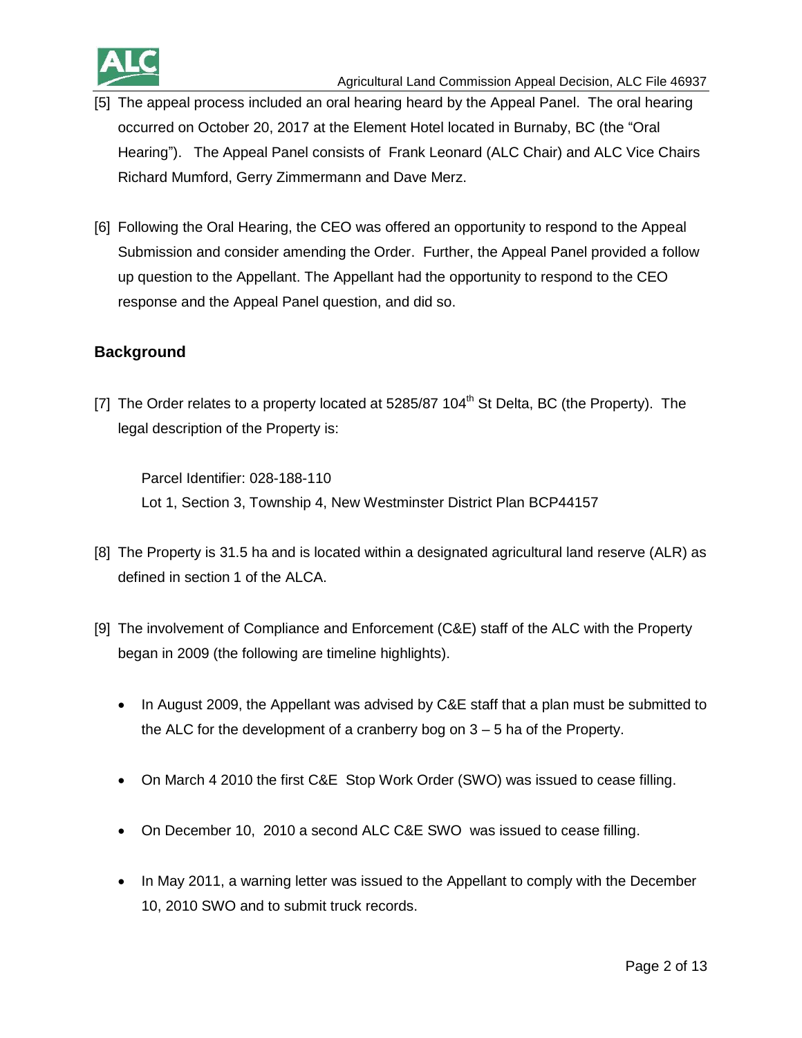[5] The appeal process included an oral hearing heard by the Appeal Panel. The oral hearing occurred on October 20, 2017 at the Element Hotel located in Burnaby, BC (the "Oral Hearing"). The Appeal Panel consists of Frank Leonard (ALC Chair) and ALC Vice Chairs Richard Mumford, Gerry Zimmermann and Dave Merz.

[6] Following the Oral Hearing, the CEO was offered an opportunity to respond to the Appeal Submission and consider amending the Order. Further, the Appeal Panel provided a follow up question to the Appellant. The Appellant had the opportunity to respond to the CEO response and the Appeal Panel question, and did so.

## Background

[7] The Order relates to a property located at 5285/87 104th St Delta, BC (the Property). The legal description of the Property is:

Parcel Identifier: 028-188-110
Lot 1, Section 3, Township 4, New Westminster District Plan BCP44157

[8] The Property is 31.5 ha and is located within a designated agricultural land reserve (ALR) as defined in section 1 of the ALCA.

[9] The involvement of Compliance and Enforcement (C&E) staff of the ALC with the Property began in 2009 (the following are timeline highlights).

- In August 2009, the Appellant was advised by C&E staff that a plan must be submitted to the ALC for the development of a cranberry bog on 3 – 5 ha of the Property.
- On March 4 2010 the first C&E Stop Work Order (SWO) was issued to cease filling.
- On December 10, 2010 a second ALC C&E SWO was issued to cease filling.
- In May 2011, a warning letter was issued to the Appellant to comply with the December 10, 2010 SWO and to submit truck records.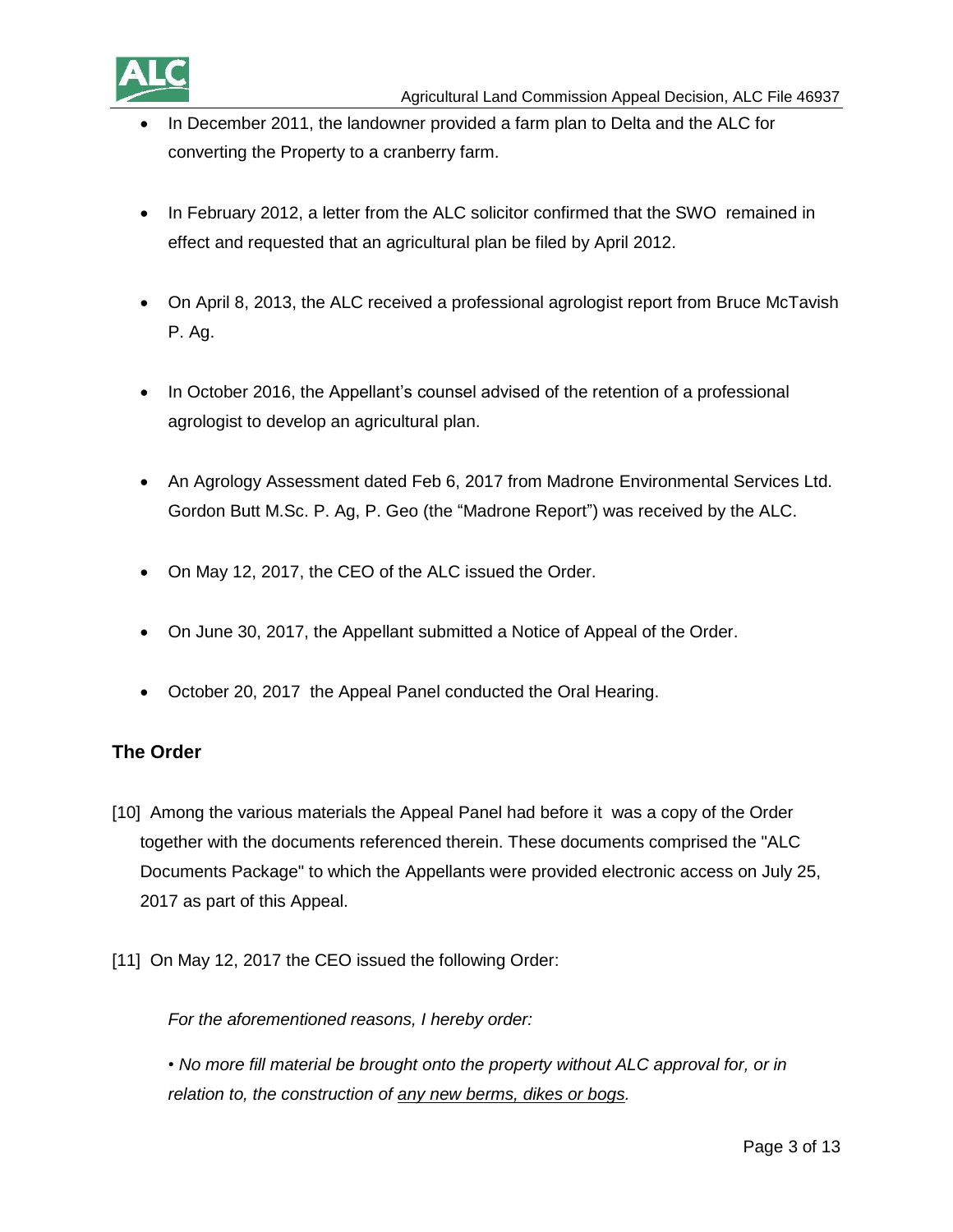- In December 2011, the landowner provided a farm plan to Delta and the ALC for converting the Property to a cranberry farm.

- In February 2012, a letter from the ALC solicitor confirmed that the SWO remained in effect and requested that an agricultural plan be filed by April 2012.

- On April 8, 2013, the ALC received a professional agrologist report from Bruce McTavish P. Ag.

- In October 2016, the Appellant's counsel advised of the retention of a professional agrologist to develop an agricultural plan.

- An Agrology Assessment dated Feb 6, 2017 from Madrone Environmental Services Ltd. Gordon Butt M.Sc. P. Ag, P. Geo (the "Madrone Report") was received by the ALC.

- On May 12, 2017, the CEO of the ALC issued the Order.

- On June 30, 2017, the Appellant submitted a Notice of Appeal of the Order.

- October 20, 2017 the Appeal Panel conducted the Oral Hearing.

## The Order

[10] Among the various materials the Appeal Panel had before it was a copy of the Order together with the documents referenced therein. These documents comprised the "ALC Documents Package" to which the Appellants were provided electronic access on July 25, 2017 as part of this Appeal.

[11] On May 12, 2017 the CEO issued the following Order:

> *For the aforementioned reasons, I hereby order:*
>
> *• No more fill material be brought onto the property without ALC approval for, or in relation to, the construction of <u>any new berms, dikes or bogs</u>.*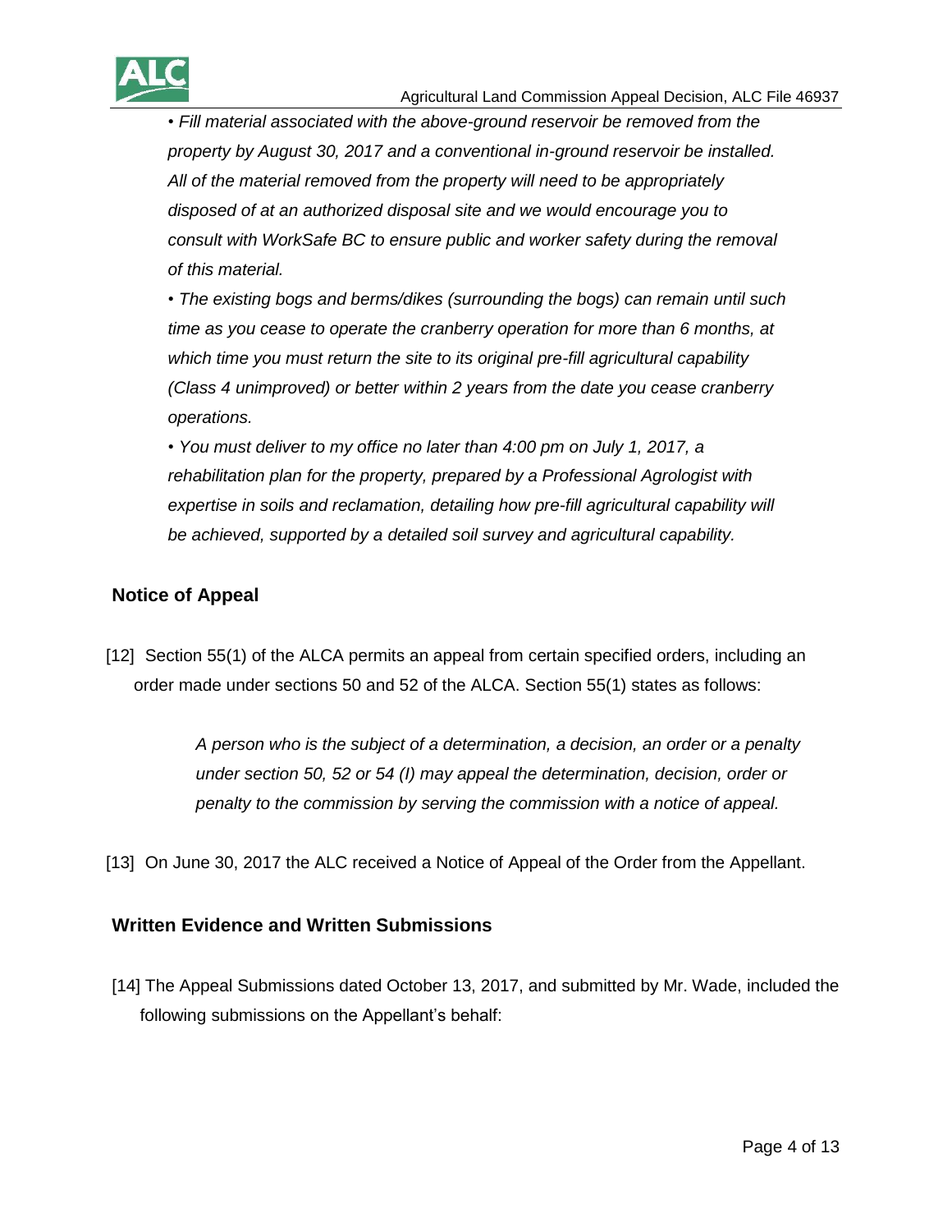*• Fill material associated with the above-ground reservoir be removed from the property by August 30, 2017 and a conventional in-ground reservoir be installed. All of the material removed from the property will need to be appropriately disposed of at an authorized disposal site and we would encourage you to consult with WorkSafe BC to ensure public and worker safety during the removal of this material.*

*• The existing bogs and berms/dikes (surrounding the bogs) can remain until such time as you cease to operate the cranberry operation for more than 6 months, at which time you must return the site to its original pre-fill agricultural capability (Class 4 unimproved) or better within 2 years from the date you cease cranberry operations.*

*• You must deliver to my office no later than 4:00 pm on July 1, 2017, a rehabilitation plan for the property, prepared by a Professional Agrologist with expertise in soils and reclamation, detailing how pre-fill agricultural capability will be achieved, supported by a detailed soil survey and agricultural capability.*

## Notice of Appeal

[12] Section 55(1) of the ALCA permits an appeal from certain specified orders, including an order made under sections 50 and 52 of the ALCA. Section 55(1) states as follows:

> *A person who is the subject of a determination, a decision, an order or a penalty under section 50, 52 or 54 (I) may appeal the determination, decision, order or penalty to the commission by serving the commission with a notice of appeal.*

[13] On June 30, 2017 the ALC received a Notice of Appeal of the Order from the Appellant.

## Written Evidence and Written Submissions

[14] The Appeal Submissions dated October 13, 2017, and submitted by Mr. Wade, included the following submissions on the Appellant's behalf: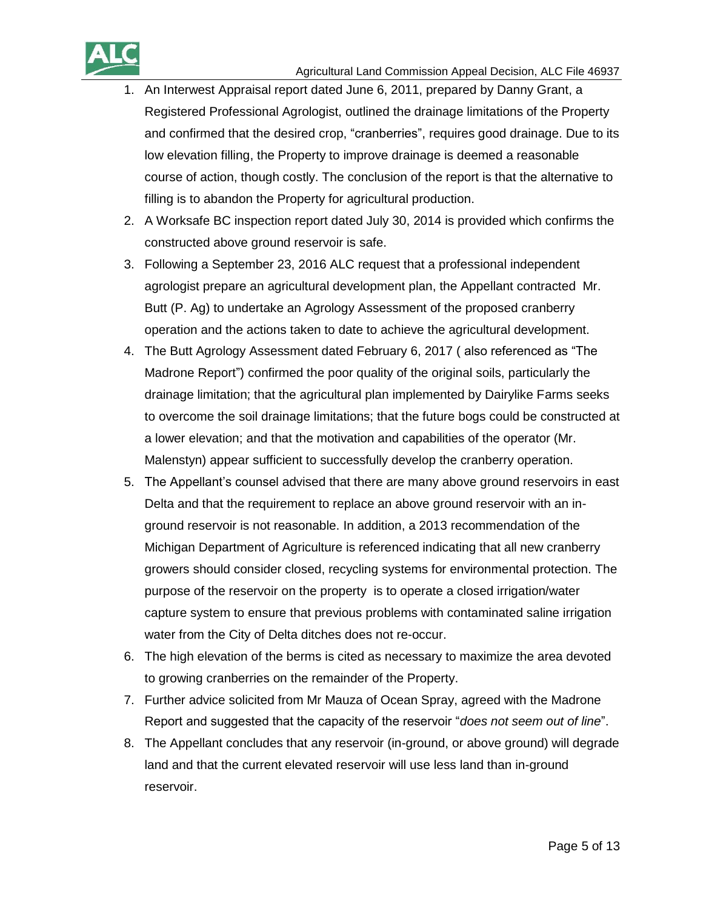1. An Interwest Appraisal report dated June 6, 2011, prepared by Danny Grant, a Registered Professional Agrologist, outlined the drainage limitations of the Property and confirmed that the desired crop, "cranberries", requires good drainage. Due to its low elevation filling, the Property to improve drainage is deemed a reasonable course of action, though costly. The conclusion of the report is that the alternative to filling is to abandon the Property for agricultural production.
2. A Worksafe BC inspection report dated July 30, 2014 is provided which confirms the constructed above ground reservoir is safe.
3. Following a September 23, 2016 ALC request that a professional independent agrologist prepare an agricultural development plan, the Appellant contracted Mr. Butt (P. Ag) to undertake an Agrology Assessment of the proposed cranberry operation and the actions taken to date to achieve the agricultural development.
4. The Butt Agrology Assessment dated February 6, 2017 ( also referenced as "The Madrone Report") confirmed the poor quality of the original soils, particularly the drainage limitation; that the agricultural plan implemented by Dairylike Farms seeks to overcome the soil drainage limitations; that the future bogs could be constructed at a lower elevation; and that the motivation and capabilities of the operator (Mr. Malenstyn) appear sufficient to successfully develop the cranberry operation.
5. The Appellant's counsel advised that there are many above ground reservoirs in east Delta and that the requirement to replace an above ground reservoir with an in-ground reservoir is not reasonable. In addition, a 2013 recommendation of the Michigan Department of Agriculture is referenced indicating that all new cranberry growers should consider closed, recycling systems for environmental protection. The purpose of the reservoir on the property is to operate a closed irrigation/water capture system to ensure that previous problems with contaminated saline irrigation water from the City of Delta ditches does not re-occur.
6. The high elevation of the berms is cited as necessary to maximize the area devoted to growing cranberries on the remainder of the Property.
7. Further advice solicited from Mr Mauza of Ocean Spray, agreed with the Madrone Report and suggested that the capacity of the reservoir "*does not seem out of line*".
8. The Appellant concludes that any reservoir (in-ground, or above ground) will degrade land and that the current elevated reservoir will use less land than in-ground reservoir.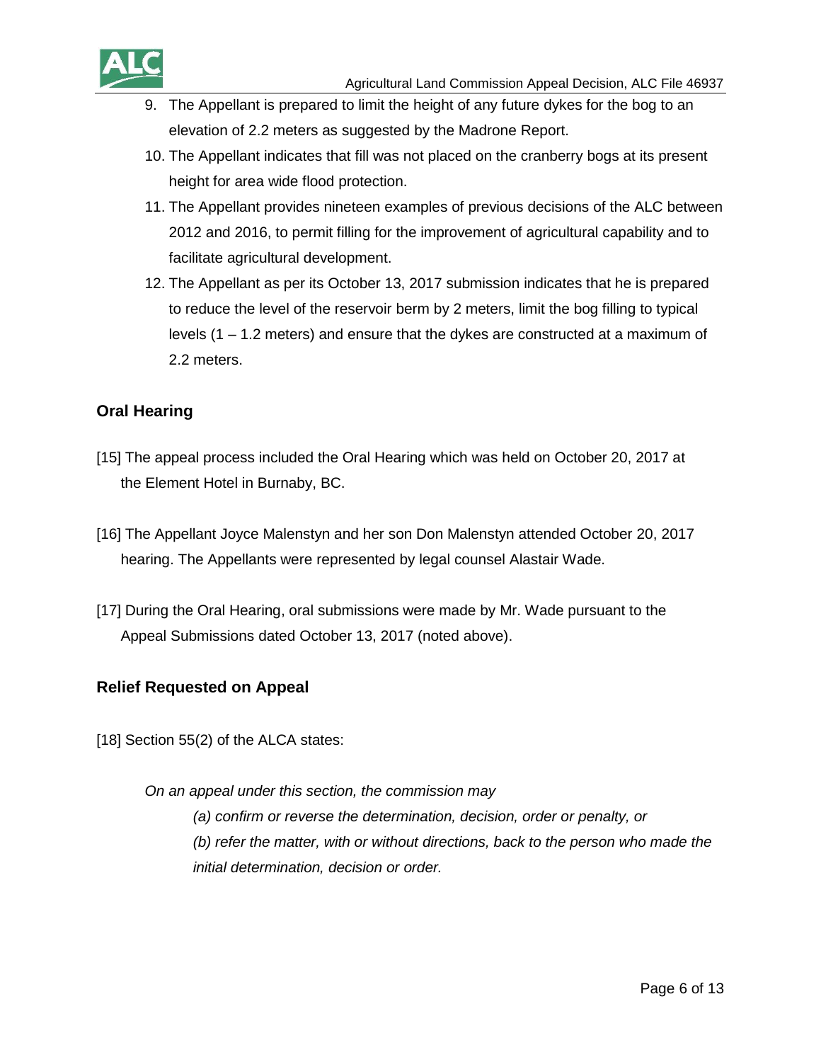9. The Appellant is prepared to limit the height of any future dykes for the bog to an elevation of 2.2 meters as suggested by the Madrone Report.
10. The Appellant indicates that fill was not placed on the cranberry bogs at its present height for area wide flood protection.
11. The Appellant provides nineteen examples of previous decisions of the ALC between 2012 and 2016, to permit filling for the improvement of agricultural capability and to facilitate agricultural development.
12. The Appellant as per its October 13, 2017 submission indicates that he is prepared to reduce the level of the reservoir berm by 2 meters, limit the bog filling to typical levels (1 – 1.2 meters) and ensure that the dykes are constructed at a maximum of 2.2 meters.

## Oral Hearing

[15] The appeal process included the Oral Hearing which was held on October 20, 2017 at the Element Hotel in Burnaby, BC.

[16] The Appellant Joyce Malenstyn and her son Don Malenstyn attended October 20, 2017 hearing. The Appellants were represented by legal counsel Alastair Wade.

[17] During the Oral Hearing, oral submissions were made by Mr. Wade pursuant to the Appeal Submissions dated October 13, 2017 (noted above).

## Relief Requested on Appeal

[18] Section 55(2) of the ALCA states:

> *On an appeal under this section, the commission may*
>
> *(a) confirm or reverse the determination, decision, order or penalty, or*
>
> *(b) refer the matter, with or without directions, back to the person who made the initial determination, decision or order.*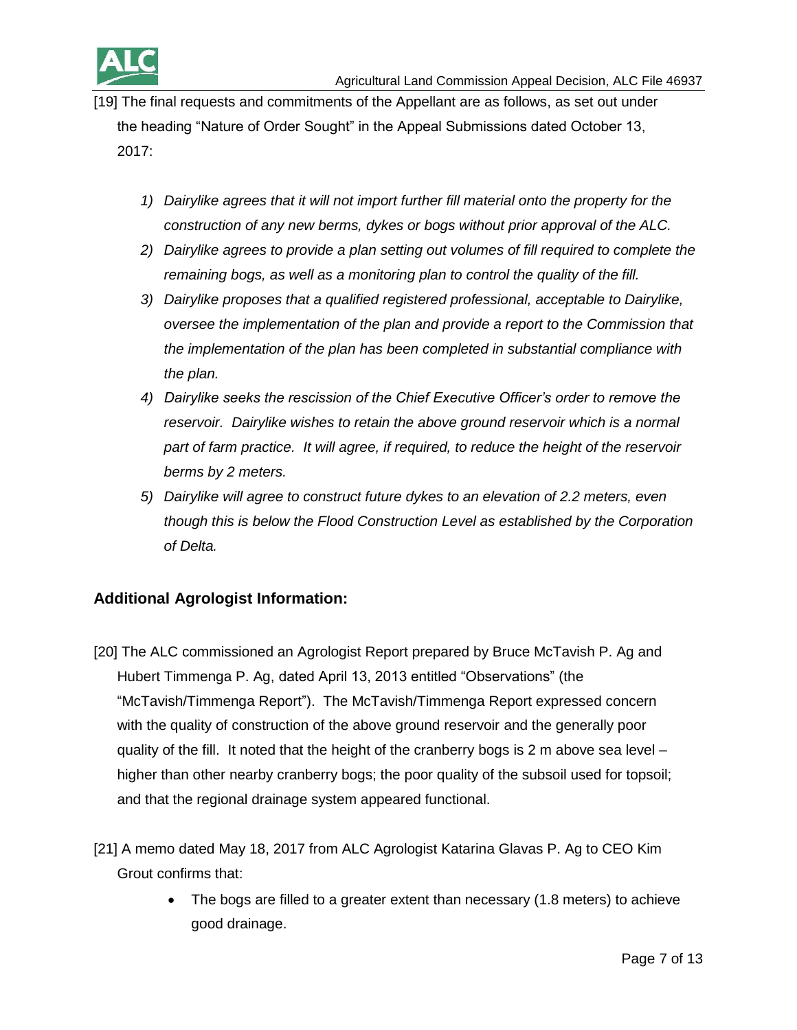[19] The final requests and commitments of the Appellant are as follows, as set out under the heading "Nature of Order Sought" in the Appeal Submissions dated October 13, 2017:

1) *Dairylike agrees that it will not import further fill material onto the property for the construction of any new berms, dykes or bogs without prior approval of the ALC.*
2) *Dairylike agrees to provide a plan setting out volumes of fill required to complete the remaining bogs, as well as a monitoring plan to control the quality of the fill.*
3) *Dairylike proposes that a qualified registered professional, acceptable to Dairylike, oversee the implementation of the plan and provide a report to the Commission that the implementation of the plan has been completed in substantial compliance with the plan.*
4) *Dairylike seeks the rescission of the Chief Executive Officer's order to remove the reservoir. Dairylike wishes to retain the above ground reservoir which is a normal part of farm practice. It will agree, if required, to reduce the height of the reservoir berms by 2 meters.*
5) *Dairylike will agree to construct future dykes to an elevation of 2.2 meters, even though this is below the Flood Construction Level as established by the Corporation of Delta.*

## Additional Agrologist Information:

[20] The ALC commissioned an Agrologist Report prepared by Bruce McTavish P. Ag and Hubert Timmenga P. Ag, dated April 13, 2013 entitled "Observations" (the "McTavish/Timmenga Report"). The McTavish/Timmenga Report expressed concern with the quality of construction of the above ground reservoir and the generally poor quality of the fill. It noted that the height of the cranberry bogs is 2 m above sea level – higher than other nearby cranberry bogs; the poor quality of the subsoil used for topsoil; and that the regional drainage system appeared functional.

[21] A memo dated May 18, 2017 from ALC Agrologist Katarina Glavas P. Ag to CEO Kim Grout confirms that:

- The bogs are filled to a greater extent than necessary (1.8 meters) to achieve good drainage.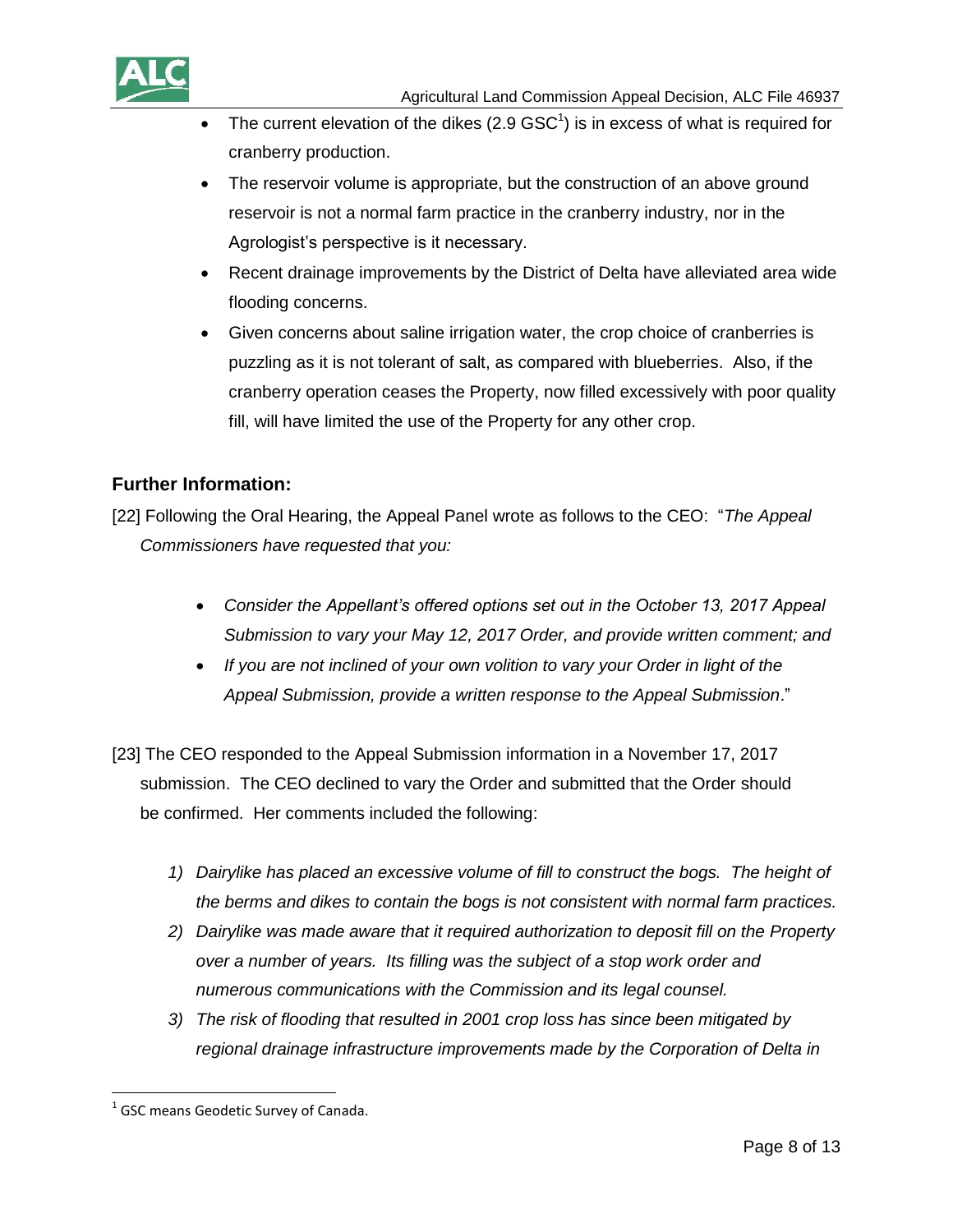- The current elevation of the dikes (2.9 GSC[1]) is in excess of what is required for cranberry production.
- The reservoir volume is appropriate, but the construction of an above ground reservoir is not a normal farm practice in the cranberry industry, nor in the Agrologist's perspective is it necessary.
- Recent drainage improvements by the District of Delta have alleviated area wide flooding concerns.
- Given concerns about saline irrigation water, the crop choice of cranberries is puzzling as it is not tolerant of salt, as compared with blueberries. Also, if the cranberry operation ceases the Property, now filled excessively with poor quality fill, will have limited the use of the Property for any other crop.

## Further Information:

[22] Following the Oral Hearing, the Appeal Panel wrote as follows to the CEO: "*The Appeal Commissioners have requested that you:*

- *Consider the Appellant's offered options set out in the October 13, 2017 Appeal Submission to vary your May 12, 2017 Order, and provide written comment; and*
- *If you are not inclined of your own volition to vary your Order in light of the Appeal Submission, provide a written response to the Appeal Submission*."

[23] The CEO responded to the Appeal Submission information in a November 17, 2017 submission. The CEO declined to vary the Order and submitted that the Order should be confirmed. Her comments included the following:

1) *Dairylike has placed an excessive volume of fill to construct the bogs. The height of the berms and dikes to contain the bogs is not consistent with normal farm practices.*
2) *Dairylike was made aware that it required authorization to deposit fill on the Property over a number of years. Its filling was the subject of a stop work order and numerous communications with the Commission and its legal counsel.*
3) *The risk of flooding that resulted in 2001 crop loss has since been mitigated by regional drainage infrastructure improvements made by the Corporation of Delta in*

[1] GSC means Geodetic Survey of Canada.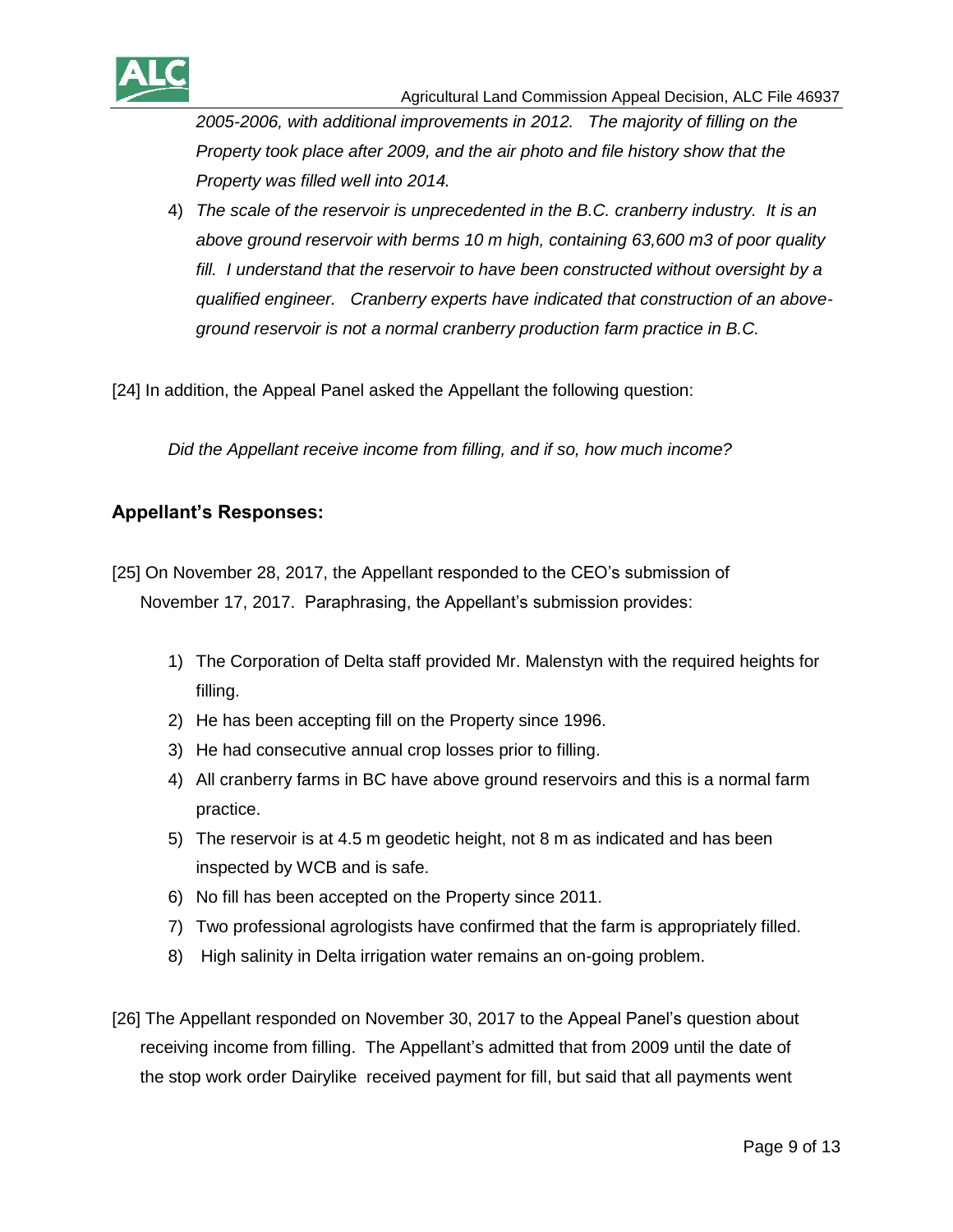*2005-2006, with additional improvements in 2012. The majority of filling on the Property took place after 2009, and the air photo and file history show that the Property was filled well into 2014.*

4) *The scale of the reservoir is unprecedented in the B.C. cranberry industry. It is an above ground reservoir with berms 10 m high, containing 63,600 m3 of poor quality fill. I understand that the reservoir to have been constructed without oversight by a qualified engineer. Cranberry experts have indicated that construction of an above-ground reservoir is not a normal cranberry production farm practice in B.C.*

[24] In addition, the Appeal Panel asked the Appellant the following question:

*Did the Appellant receive income from filling, and if so, how much income?*

### Appellant's Responses:

[25] On November 28, 2017, the Appellant responded to the CEO's submission of November 17, 2017. Paraphrasing, the Appellant's submission provides:

1) The Corporation of Delta staff provided Mr. Malenstyn with the required heights for filling.
2) He has been accepting fill on the Property since 1996.
3) He had consecutive annual crop losses prior to filling.
4) All cranberry farms in BC have above ground reservoirs and this is a normal farm practice.
5) The reservoir is at 4.5 m geodetic height, not 8 m as indicated and has been inspected by WCB and is safe.
6) No fill has been accepted on the Property since 2011.
7) Two professional agrologists have confirmed that the farm is appropriately filled.
8) High salinity in Delta irrigation water remains an on-going problem.

[26] The Appellant responded on November 30, 2017 to the Appeal Panel's question about receiving income from filling. The Appellant's admitted that from 2009 until the date of the stop work order Dairylike received payment for fill, but said that all payments went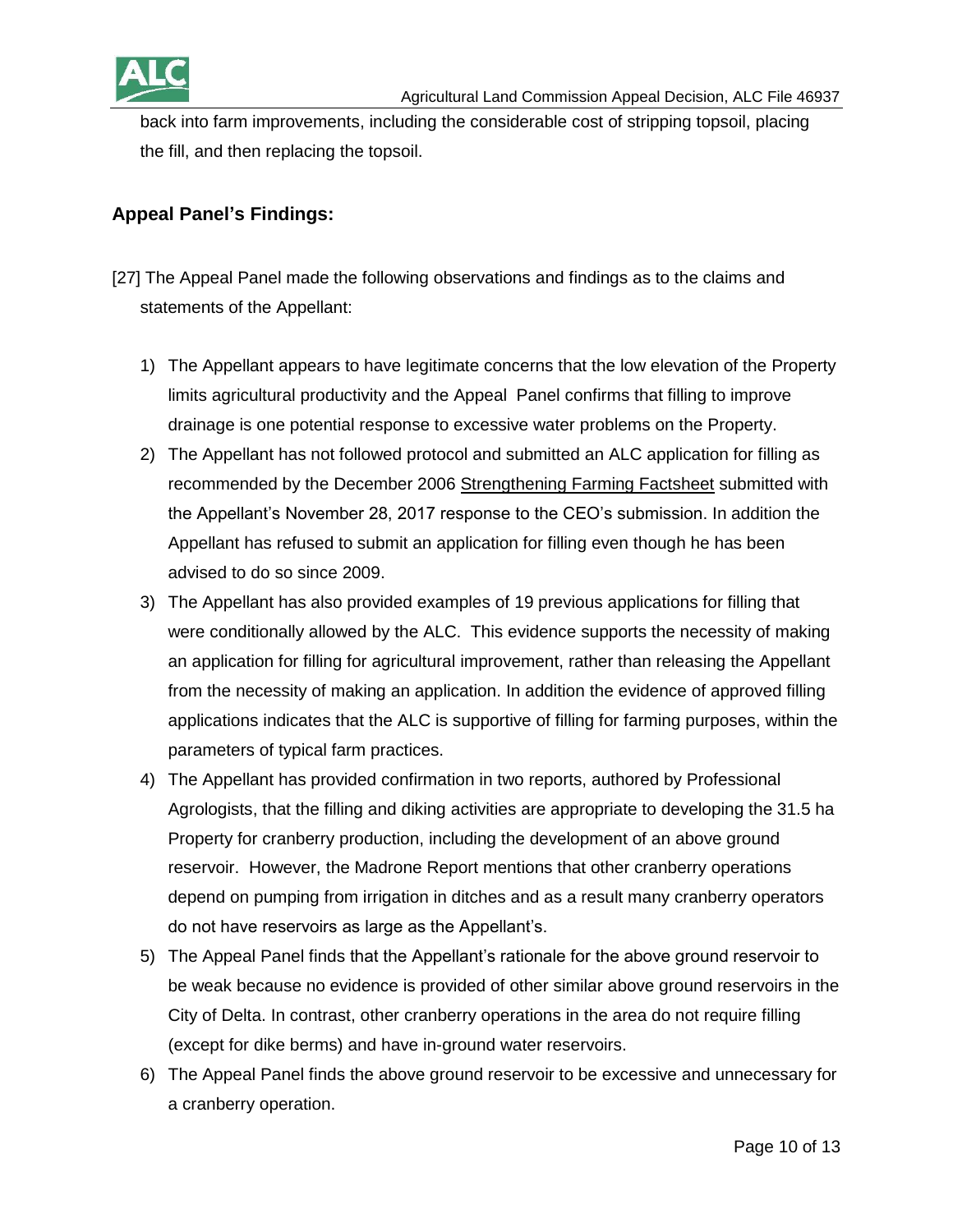back into farm improvements, including the considerable cost of stripping topsoil, placing the fill, and then replacing the topsoil.

## Appeal Panel's Findings:

[27] The Appeal Panel made the following observations and findings as to the claims and statements of the Appellant:

1) The Appellant appears to have legitimate concerns that the low elevation of the Property limits agricultural productivity and the Appeal Panel confirms that filling to improve drainage is one potential response to excessive water problems on the Property.
2) The Appellant has not followed protocol and submitted an ALC application for filling as recommended by the December 2006 Strengthening Farming Factsheet submitted with the Appellant's November 28, 2017 response to the CEO's submission. In addition the Appellant has refused to submit an application for filling even though he has been advised to do so since 2009.
3) The Appellant has also provided examples of 19 previous applications for filling that were conditionally allowed by the ALC. This evidence supports the necessity of making an application for filling for agricultural improvement, rather than releasing the Appellant from the necessity of making an application. In addition the evidence of approved filling applications indicates that the ALC is supportive of filling for farming purposes, within the parameters of typical farm practices.
4) The Appellant has provided confirmation in two reports, authored by Professional Agrologists, that the filling and diking activities are appropriate to developing the 31.5 ha Property for cranberry production, including the development of an above ground reservoir. However, the Madrone Report mentions that other cranberry operations depend on pumping from irrigation in ditches and as a result many cranberry operators do not have reservoirs as large as the Appellant's.
5) The Appeal Panel finds that the Appellant's rationale for the above ground reservoir to be weak because no evidence is provided of other similar above ground reservoirs in the City of Delta. In contrast, other cranberry operations in the area do not require filling (except for dike berms) and have in-ground water reservoirs.
6) The Appeal Panel finds the above ground reservoir to be excessive and unnecessary for a cranberry operation.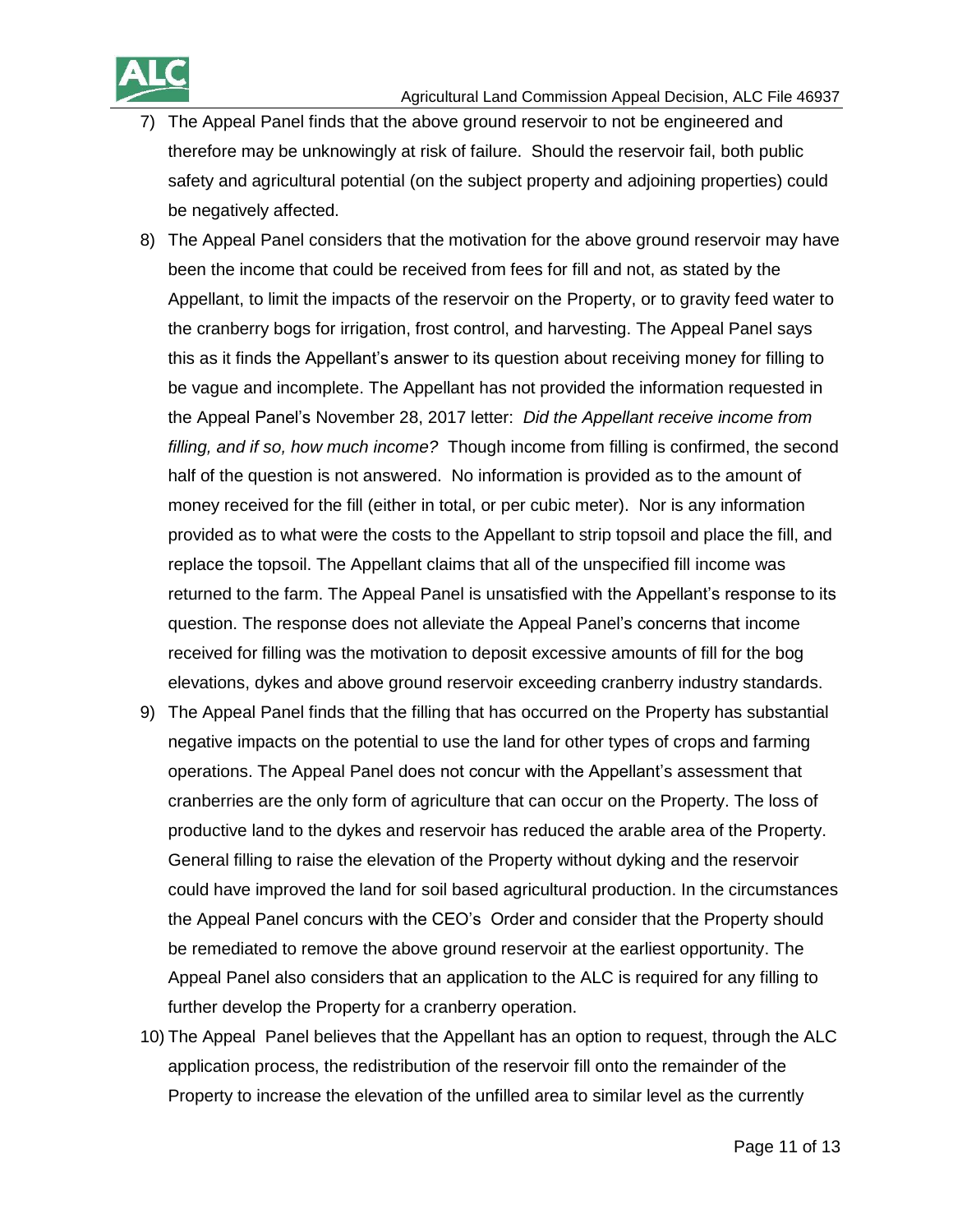7) The Appeal Panel finds that the above ground reservoir to not be engineered and therefore may be unknowingly at risk of failure. Should the reservoir fail, both public safety and agricultural potential (on the subject property and adjoining properties) could be negatively affected.

8) The Appeal Panel considers that the motivation for the above ground reservoir may have been the income that could be received from fees for fill and not, as stated by the Appellant, to limit the impacts of the reservoir on the Property, or to gravity feed water to the cranberry bogs for irrigation, frost control, and harvesting. The Appeal Panel says this as it finds the Appellant's answer to its question about receiving money for filling to be vague and incomplete. The Appellant has not provided the information requested in the Appeal Panel's November 28, 2017 letter: *Did the Appellant receive income from filling, and if so, how much income?* Though income from filling is confirmed, the second half of the question is not answered. No information is provided as to the amount of money received for the fill (either in total, or per cubic meter). Nor is any information provided as to what were the costs to the Appellant to strip topsoil and place the fill, and replace the topsoil. The Appellant claims that all of the unspecified fill income was returned to the farm. The Appeal Panel is unsatisfied with the Appellant's response to its question. The response does not alleviate the Appeal Panel's concerns that income received for filling was the motivation to deposit excessive amounts of fill for the bog elevations, dykes and above ground reservoir exceeding cranberry industry standards.

9) The Appeal Panel finds that the filling that has occurred on the Property has substantial negative impacts on the potential to use the land for other types of crops and farming operations. The Appeal Panel does not concur with the Appellant's assessment that cranberries are the only form of agriculture that can occur on the Property. The loss of productive land to the dykes and reservoir has reduced the arable area of the Property. General filling to raise the elevation of the Property without dyking and the reservoir could have improved the land for soil based agricultural production. In the circumstances the Appeal Panel concurs with the CEO's Order and consider that the Property should be remediated to remove the above ground reservoir at the earliest opportunity. The Appeal Panel also considers that an application to the ALC is required for any filling to further develop the Property for a cranberry operation.

10) The Appeal Panel believes that the Appellant has an option to request, through the ALC application process, the redistribution of the reservoir fill onto the remainder of the Property to increase the elevation of the unfilled area to similar level as the currently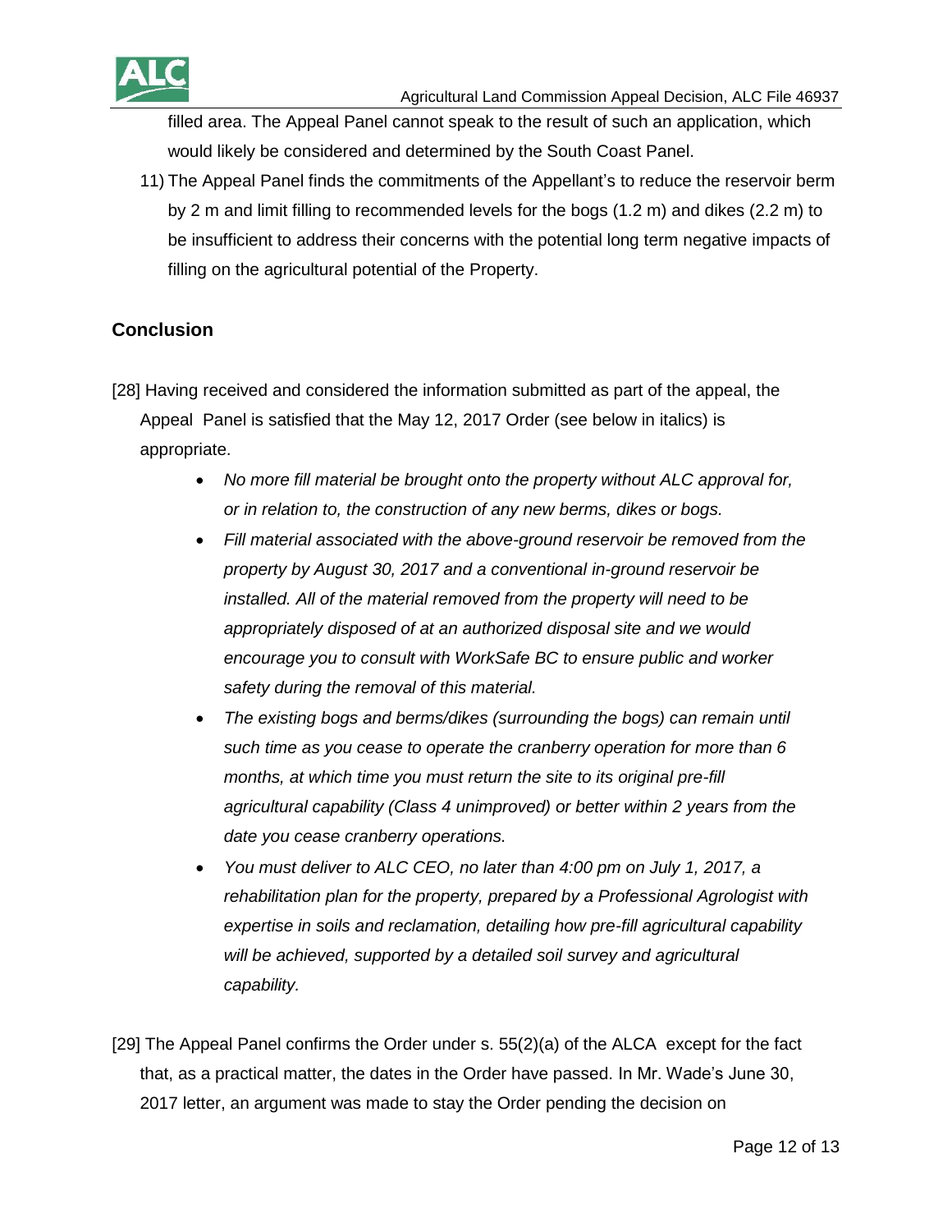filled area. The Appeal Panel cannot speak to the result of such an application, which would likely be considered and determined by the South Coast Panel.

11) The Appeal Panel finds the commitments of the Appellant's to reduce the reservoir berm by 2 m and limit filling to recommended levels for the bogs (1.2 m) and dikes (2.2 m) to be insufficient to address their concerns with the potential long term negative impacts of filling on the agricultural potential of the Property.

## Conclusion

[28] Having received and considered the information submitted as part of the appeal, the Appeal Panel is satisfied that the May 12, 2017 Order (see below in italics) is appropriate.

- *No more fill material be brought onto the property without ALC approval for, or in relation to, the construction of any new berms, dikes or bogs.*
- *Fill material associated with the above-ground reservoir be removed from the property by August 30, 2017 and a conventional in-ground reservoir be installed. All of the material removed from the property will need to be appropriately disposed of at an authorized disposal site and we would encourage you to consult with WorkSafe BC to ensure public and worker safety during the removal of this material.*
- *The existing bogs and berms/dikes (surrounding the bogs) can remain until such time as you cease to operate the cranberry operation for more than 6 months, at which time you must return the site to its original pre-fill agricultural capability (Class 4 unimproved) or better within 2 years from the date you cease cranberry operations.*
- *You must deliver to ALC CEO, no later than 4:00 pm on July 1, 2017, a rehabilitation plan for the property, prepared by a Professional Agrologist with expertise in soils and reclamation, detailing how pre-fill agricultural capability will be achieved, supported by a detailed soil survey and agricultural capability.*

[29] The Appeal Panel confirms the Order under s. 55(2)(a) of the ALCA except for the fact that, as a practical matter, the dates in the Order have passed. In Mr. Wade's June 30, 2017 letter, an argument was made to stay the Order pending the decision on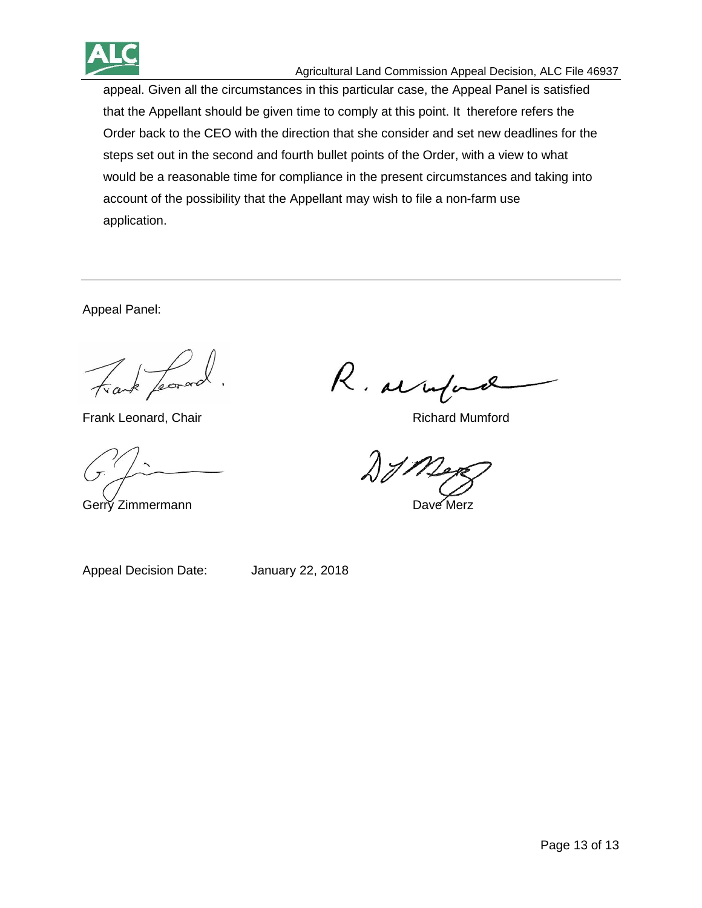appeal. Given all the circumstances in this particular case, the Appeal Panel is satisfied that the Appellant should be given time to comply at this point. It therefore refers the Order back to the CEO with the direction that she consider and set new deadlines for the steps set out in the second and fourth bullet points of the Order, with a view to what would be a reasonable time for compliance in the present circumstances and taking into account of the possibility that the Appellant may wish to file a non-farm use application.

---

Appeal Panel:

Frank Leonard, Chair

Richard Mumford

Gerry Zimmermann

Dave Merz

Appeal Decision Date: January 22, 2018